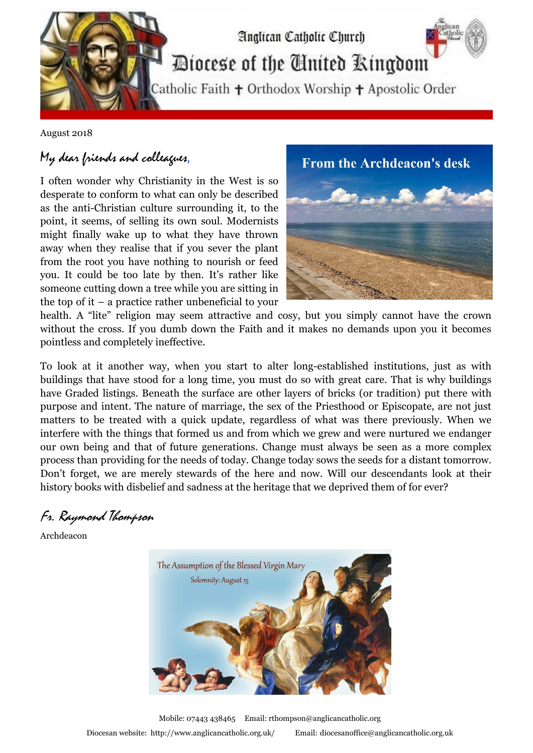Anglican Catholic Church

# Diocese of the United Kingdom

Catholic Faith ✝ Orthodox Worship ✝ Apostolic Order

August 2018

## From the Archdeacon's desk

*My dear friends and colleagues,*

I often wonder why Christianity in the West is so desperate to conform to what can only be described as the anti-Christian culture surrounding it, to the point, it seems, of selling its own soul. Modernists might finally wake up to what they have thrown away when they realise that if you sever the plant from the root you have nothing to nourish or feed you. It could be too late by then. It's rather like someone cutting down a tree while you are sitting in the top of it – a practice rather unbeneficial to your health. A "lite" religion may seem attractive and cosy, but you simply cannot have the crown without the cross. If you dumb down the Faith and it makes no demands upon you it becomes pointless and completely ineffective.

To look at it another way, when you start to alter long-established institutions, just as with buildings that have stood for a long time, you must do so with great care. That is why buildings have Graded listings. Beneath the surface are other layers of bricks (or tradition) put there with purpose and intent. The nature of marriage, the sex of the Priesthood or Episcopate, are not just matters to be treated with a quick update, regardless of what was there previously. When we interfere with the things that formed us and from which we grew and were nurtured we endanger our own being and that of future generations. Change must always be seen as a more complex process than providing for the needs of today. Change today sows the seeds for a distant tomorrow. Don't forget, we are merely stewards of the here and now. Will our descendants look at their history books with disbelief and sadness at the heritage that we deprived them of for ever?

*Fr. Raymond Thompson*

Archdeacon

The Assumption of the Blessed Virgin Mary

Solemnity: August 15

Mobile: 07443 438465 Email: rthompson@anglicancatholic.org

Diocesan website: http://www.anglicancatholic.org.uk/ Email: diocesanoffice@anglicancatholic.org.uk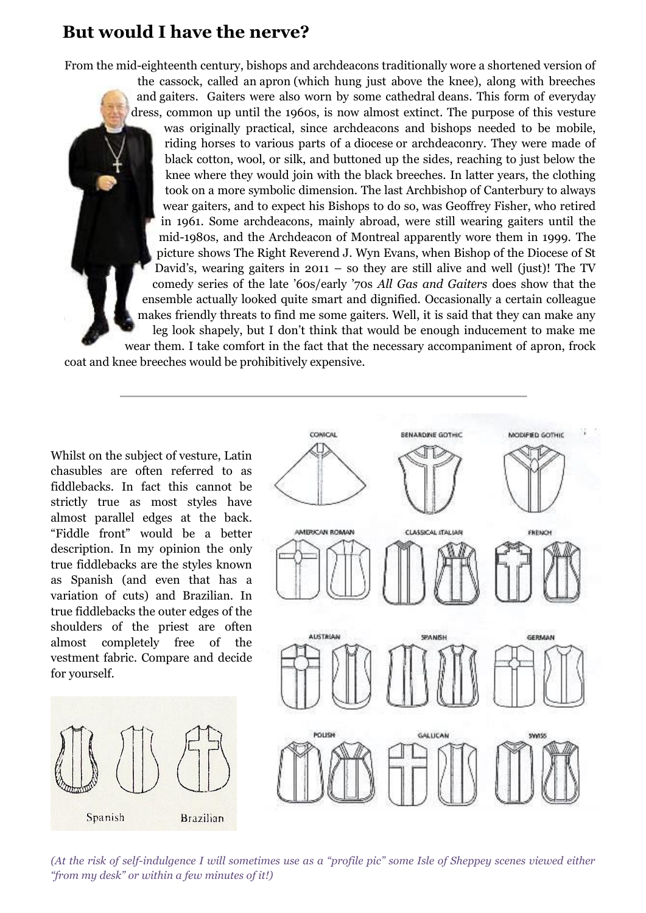## But would I have the nerve?

From the mid-eighteenth century, bishops and archdeacons traditionally wore a shortened version of the cassock, called an apron (which hung just above the knee), along with breeches and gaiters. Gaiters were also worn by some cathedral deans. This form of everyday dress, common up until the 1960s, is now almost extinct. The purpose of this vesture was originally practical, since archdeacons and bishops needed to be mobile, riding horses to various parts of a diocese or archdeaconry. They were made of black cotton, wool, or silk, and buttoned up the sides, reaching to just below the knee where they would join with the black breeches. In latter years, the clothing took on a more symbolic dimension. The last Archbishop of Canterbury to always wear gaiters, and to expect his Bishops to do so, was Geoffrey Fisher, who retired in 1961. Some archdeacons, mainly abroad, were still wearing gaiters until the mid-1980s, and the Archdeacon of Montreal apparently wore them in 1999. The picture shows The Right Reverend J. Wyn Evans, when Bishop of the Diocese of St David's, wearing gaiters in 2011 – so they are still alive and well (just)! The TV comedy series of the late '60s/early '70s *All Gas and Gaiters* does show that the ensemble actually looked quite smart and dignified. Occasionally a certain colleague makes friendly threats to find me some gaiters. Well, it is said that they can make any leg look shapely, but I don't think that would be enough inducement to make me wear them. I take comfort in the fact that the necessary accompaniment of apron, frock coat and knee breeches would be prohibitively expensive.

---

Whilst on the subject of vesture, Latin chasubles are often referred to as fiddlebacks. In fact this cannot be strictly true as most styles have almost parallel edges at the back. "Fiddle front" would be a better description. In my opinion the only true fiddlebacks are the styles known as Spanish (and even that has a variation of cuts) and Brazilian. In true fiddlebacks the outer edges of the shoulders of the priest are often almost completely free of the vestment fabric. Compare and decide for yourself.

Spanish Brazilian

CONICAL BENARDINE GOTHIC MODIFIED GOTHIC

AMERICAN ROMAN CLASSICAL ITALIAN FRENCH

AUSTRIAN SPANISH GERMAN

POLISH GALLICAN SWISS

*(At the risk of self-indulgence I will sometimes use as a "profile pic" some Isle of Sheppey scenes viewed either "from my desk" or within a few minutes of it!)*